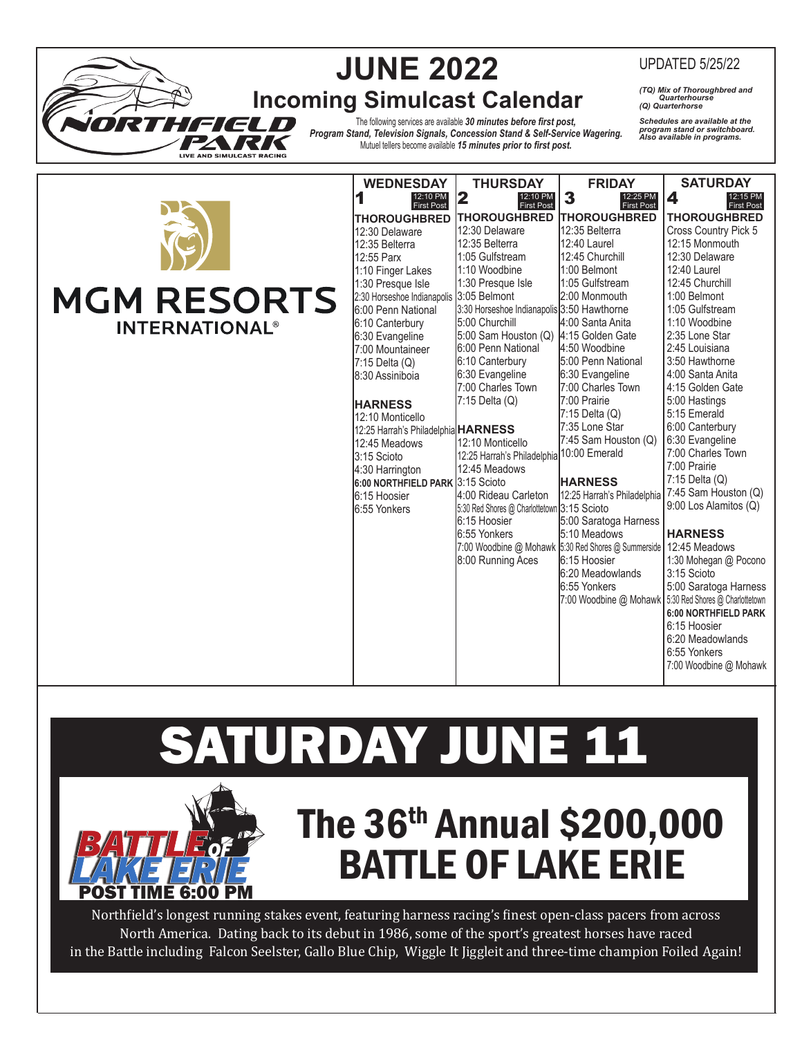# JUNE 2022

## Incoming Simulcast Calendar

UPDATED 5/25/22

The following services are available *30 minutes before first post,*
*Program Stand, Television Signals, Concession Stand & Self-Service Wagering.*
Mutuel tellers become available *15 minutes prior to first post.*

*(TQ) Mix of Thoroughbred and Quarterhorse*
*(Q) Quarterhorse*

*Schedules are available at the program stand or switchboard. Also available in programs.*

MGM RESORTS INTERNATIONAL®

| WEDNESDAY | THURSDAY | FRIDAY | SATURDAY |
|---|---|---|---|
| **1** 12:10 PM First Post | **2** 12:10 PM First Post | **3** 12:25 PM First Post | **4** 12:15 PM First Post |
| **THOROUGHBRED**<br>12:30 Delaware<br>12:35 Belterra<br>12:55 Parx<br>1:10 Finger Lakes<br>1:30 Presque Isle<br>2:30 Horseshoe Indianapolis<br>6:00 Penn National<br>6:10 Canterbury<br>6:30 Evangeline<br>7:00 Mountaineer<br>7:15 Delta (Q)<br>8:30 Assiniboia<br><br>**HARNESS**<br>12:10 Monticello<br>12:25 Harrah's Philadelphia<br>12:45 Meadows<br>3:15 Scioto<br>4:30 Harrington<br>**6:00 NORTHFIELD PARK**<br>6:15 Hoosier<br>6:55 Yonkers | **THOROUGHBRED**<br>12:30 Delaware<br>12:35 Belterra<br>1:05 Gulfstream<br>1:10 Woodbine<br>1:30 Presque Isle<br>3:05 Belmont<br>3:30 Horseshoe Indianapolis<br>5:00 Churchill<br>5:00 Sam Houston (Q)<br>6:00 Penn National<br>6:10 Canterbury<br>6:30 Evangeline<br>7:00 Charles Town<br>7:15 Delta (Q)<br><br>**HARNESS**<br>12:10 Monticello<br>12:25 Harrah's Philadelphia<br>12:45 Meadows<br>3:15 Scioto<br>4:00 Rideau Carleton<br>5:30 Red Shores @ Charlottetown<br>6:15 Hoosier<br>6:55 Yonkers<br>7:00 Woodbine @ Mohawk<br>8:00 Running Aces | **THOROUGHBRED**<br>12:35 Belterra<br>12:40 Laurel<br>12:45 Churchill<br>1:00 Belmont<br>1:05 Gulfstream<br>2:00 Monmouth<br>3:50 Hawthorne<br>4:00 Santa Anita<br>4:15 Golden Gate<br>4:50 Woodbine<br>5:00 Penn National<br>6:30 Evangeline<br>7:00 Charles Town<br>7:00 Prairie<br>7:15 Delta (Q)<br>7:35 Lone Star<br>7:45 Sam Houston (Q)<br>10:00 Emerald<br><br>**HARNESS**<br>12:25 Harrah's Philadelphia<br>3:15 Scioto<br>5:00 Saratoga Harness<br>5:10 Meadows<br>5:30 Red Shores @ Summerside<br>6:15 Hoosier<br>6:20 Meadowlands<br>6:55 Yonkers<br>7:00 Woodbine @ Mohawk | **THOROUGHBRED**<br>Cross Country Pick 5<br>12:15 Monmouth<br>12:30 Delaware<br>12:40 Laurel<br>12:45 Churchill<br>1:00 Belmont<br>1:05 Gulfstream<br>1:10 Woodbine<br>2:35 Lone Star<br>2:45 Louisiana<br>3:50 Hawthorne<br>4:00 Santa Anita<br>4:15 Golden Gate<br>5:00 Hastings<br>5:15 Emerald<br>6:00 Canterbury<br>6:30 Evangeline<br>7:00 Charles Town<br>7:00 Prairie<br>7:15 Delta (Q)<br>7:45 Sam Houston (Q)<br>9:00 Los Alamitos (Q)<br><br>**HARNESS**<br>12:45 Meadows<br>1:30 Mohegan @ Pocono<br>3:15 Scioto<br>5:00 Saratoga Harness<br>5:30 Red Shores @ Charlottetown<br>**6:00 NORTHFIELD PARK**<br>6:15 Hoosier<br>6:20 Meadowlands<br>6:55 Yonkers<br>7:00 Woodbine @ Mohawk |

# SATURDAY JUNE 11

BATTLE OF LAKE ERIE
POST TIME 6:00 PM

## The 36th Annual $200,000 BATTLE OF LAKE ERIE

Northfield's longest running stakes event, featuring harness racing's finest open-class pacers from across North America. Dating back to its debut in 1986, some of the sport's greatest horses have raced in the Battle including Falcon Seelster, Gallo Blue Chip, Wiggle It Jiggleit and three-time champion Foiled Again!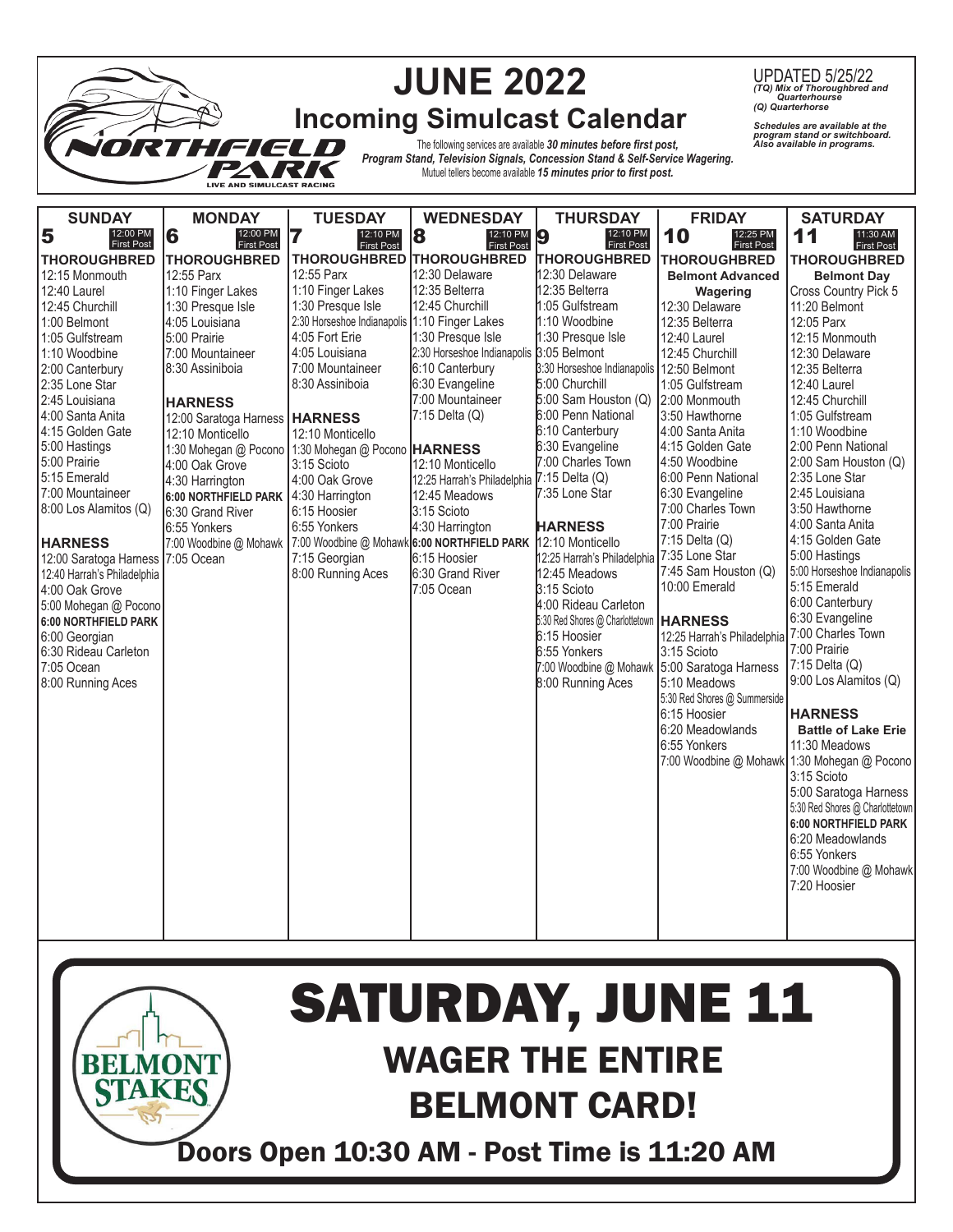# JUNE 2022

## Incoming Simulcast Calendar

NORTHFIELD PARK — LIVE AND SIMULCAST RACING

The following services are available **30 minutes before first post**, *Program Stand, Television Signals, Concession Stand & Self-Service Wagering.* Mutuel tellers become available **15 minutes prior to first post.**

UPDATED 5/25/22
*(TQ) Mix of Thoroughbred and Quarterhourse*
*(Q) Quarterhorse*

*Schedules are available at the program stand or switchboard. Also available in programs.*

| SUNDAY | MONDAY | TUESDAY | WEDNESDAY | THURSDAY | FRIDAY | SATURDAY |
|---|---|---|---|---|---|---|
| **5** 12:00 PM First Post | **6** 12:00 PM First Post | **7** 12:10 PM First Post | **8** 12:10 PM First Post | **9** 12:10 PM First Post | **10** 12:25 PM First Post | **11** 11:30 AM First Post |
| **THOROUGHBRED** | **THOROUGHBRED** | **THOROUGHBRED** | **THOROUGHBRED** | **THOROUGHBRED** | **THOROUGHBRED** | **THOROUGHBRED** |
| 12:15 Monmouth | 12:55 Parx | 12:55 Parx | 12:30 Delaware | 12:30 Delaware | **Belmont Advanced Wagering** | **Belmont Day** |
| 12:40 Laurel | 1:10 Finger Lakes | 1:10 Finger Lakes | 12:35 Belterra | 12:35 Belterra | 12:30 Delaware | Cross Country Pick 5 |
| 12:45 Churchill | 1:30 Presque Isle | 1:30 Presque Isle | 12:45 Churchill | 1:05 Gulfstream | 12:35 Belterra | 11:20 Belmont |
| 1:00 Belmont | 4:05 Louisiana | 2:30 Horseshoe Indianapolis | 1:10 Finger Lakes | 1:10 Woodbine | 12:40 Laurel | 12:05 Parx |
| 1:05 Gulfstream | 5:00 Prairie | 4:05 Fort Erie | 1:30 Presque Isle | 1:30 Presque Isle | 12:45 Churchill | 12:15 Monmouth |
| 1:10 Woodbine | 7:00 Mountaineer | 4:05 Louisiana | 2:30 Horseshoe Indianapolis | 3:05 Belmont | 12:50 Belmont | 12:30 Delaware |
| 2:00 Canterbury | 8:30 Assiniboia | 7:00 Mountaineer | 6:10 Canterbury | 3:30 Horseshoe Indianapolis | 1:05 Gulfstream | 12:35 Belterra |
| 2:35 Lone Star | | 8:30 Assiniboia | 6:30 Evangeline | 5:00 Churchill | 2:00 Monmouth | 12:40 Laurel |
| 2:45 Louisiana | **HARNESS** | | 7:00 Mountaineer | 5:00 Sam Houston (Q) | 3:50 Hawthorne | 12:45 Churchill |
| 4:00 Santa Anita | 12:00 Saratoga Harness | **HARNESS** | 7:15 Delta (Q) | 6:00 Penn National | 4:00 Santa Anita | 1:05 Gulfstream |
| 4:15 Golden Gate | 12:10 Monticello | 12:10 Monticello | | 6:10 Canterbury | 4:15 Golden Gate | 1:10 Woodbine |
| 5:00 Hastings | 1:30 Mohegan @ Pocono | 1:30 Mohegan @ Pocono | **HARNESS** | 6:30 Evangeline | 4:50 Woodbine | 2:00 Penn National |
| 5:00 Prairie | 4:00 Oak Grove | 3:15 Scioto | 12:10 Monticello | 7:00 Charles Town | 6:00 Penn National | 2:00 Sam Houston (Q) |
| 5:15 Emerald | 4:30 Harrington | 4:00 Oak Grove | 12:25 Harrah's Philadelphia | 7:15 Delta (Q) | 6:30 Evangeline | 2:35 Lone Star |
| 7:00 Mountaineer | **6:00 NORTHFIELD PARK** | 4:30 Harrington | 12:45 Meadows | 7:35 Lone Star | 7:00 Charles Town | 2:45 Louisiana |
| 8:00 Los Alamitos (Q) | 6:30 Grand River | 6:15 Hoosier | 3:15 Scioto | | 7:00 Prairie | 3:50 Hawthorne |
| | 6:55 Yonkers | 6:55 Yonkers | 4:30 Harrington | **HARNESS** | 7:15 Delta (Q) | 4:00 Santa Anita |
| **HARNESS** | 7:00 Woodbine @ Mohawk | 7:00 Woodbine @ Mohawk | **6:00 NORTHFIELD PARK** | 12:10 Monticello | 7:35 Lone Star | 4:15 Golden Gate |
| 12:00 Saratoga Harness | 7:05 Ocean | 7:15 Georgian | 6:15 Hoosier | 12:25 Harrah's Philadelphia | 7:45 Sam Houston (Q) | 5:00 Hastings |
| 12:40 Harrah's Philadelphia | | 8:00 Running Aces | 6:30 Grand River | 12:45 Meadows | 10:00 Emerald | 5:00 Horseshoe Indianapolis |
| 4:00 Oak Grove | | | 7:05 Ocean | 3:15 Scioto | | 5:15 Emerald |
| 5:00 Mohegan @ Pocono | | | | 4:00 Rideau Carleton | **HARNESS** | 6:00 Canterbury |
| **6:00 NORTHFIELD PARK** | | | | 5:30 Red Shores @ Charlottetown | 12:25 Harrah's Philadelphia | 6:30 Evangeline |
| 6:00 Georgian | | | | 6:15 Hoosier | 3:15 Scioto | 7:00 Charles Town |
| 6:30 Rideau Carleton | | | | 6:55 Yonkers | 5:00 Saratoga Harness | 7:00 Prairie |
| 7:05 Ocean | | | | 7:00 Woodbine @ Mohawk | 5:10 Meadows | 7:15 Delta (Q) |
| 8:00 Running Aces | | | | 8:00 Running Aces | 5:30 Red Shores @ Summerside | 9:00 Los Alamitos (Q) |
| | | | | | 6:15 Hoosier | |
| | | | | | 6:20 Meadowlands | **HARNESS** |
| | | | | | 6:55 Yonkers | **Battle of Lake Erie** |
| | | | | | 7:00 Woodbine @ Mohawk | 11:30 Meadows |
| | | | | | | 1:30 Mohegan @ Pocono |
| | | | | | | 3:15 Scioto |
| | | | | | | 5:00 Saratoga Harness |
| | | | | | | 5:30 Red Shores @ Charlottetown |
| | | | | | | **6:00 NORTHFIELD PARK** |
| | | | | | | 6:20 Meadowlands |
| | | | | | | 6:55 Yonkers |
| | | | | | | 7:00 Woodbine @ Mohawk |
| | | | | | | 7:20 Hoosier |

BELMONT STAKES

# SATURDAY, JUNE 11

## WAGER THE ENTIRE BELMONT CARD!

**Doors Open 10:30 AM - Post Time is 11:20 AM**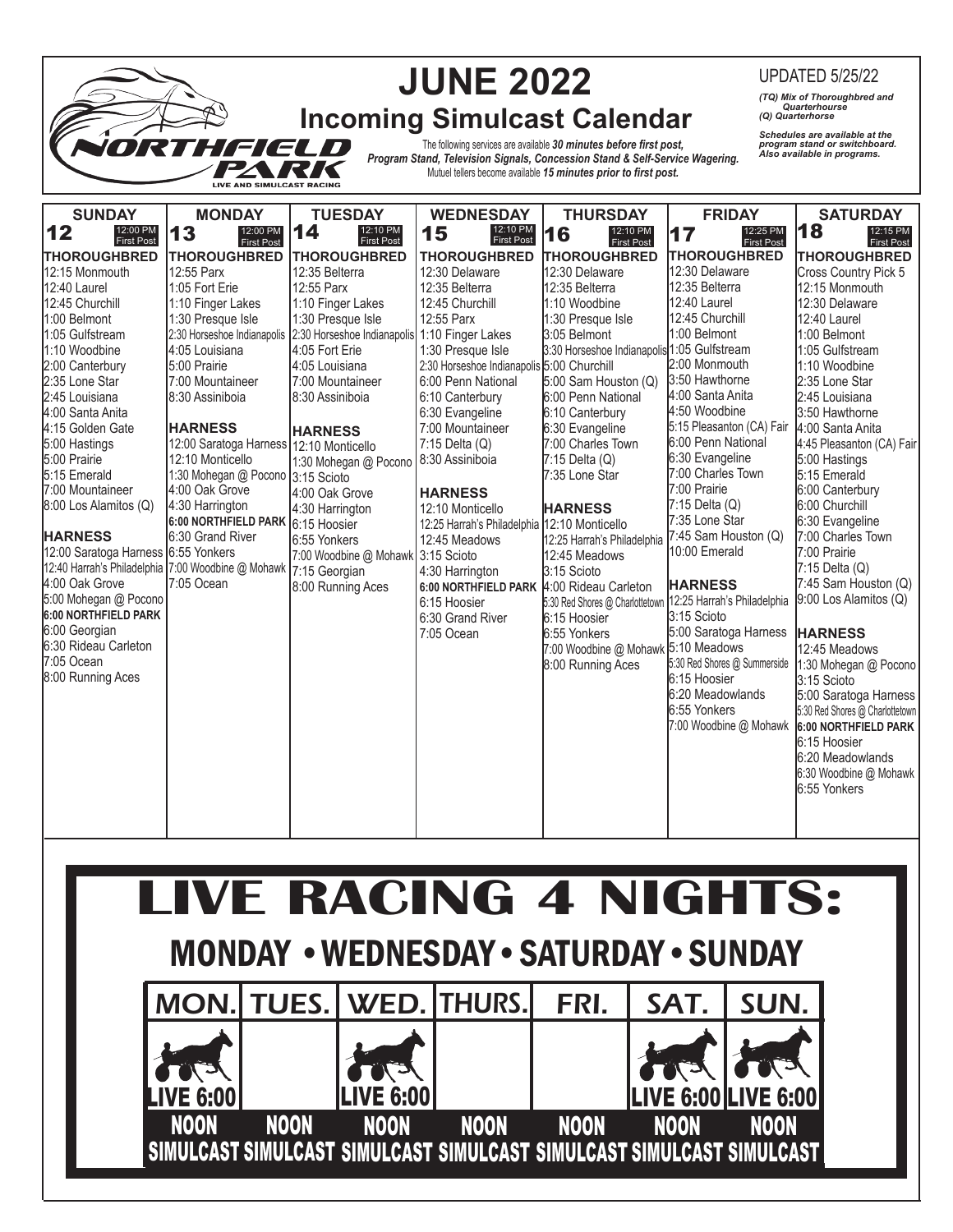# JUNE 2022

## Incoming Simulcast Calendar

NORTHFIELD PARK — LIVE AND SIMULCAST RACING

The following services are available ***30 minutes before first post,*** ***Program Stand, Television Signals, Concession Stand & Self-Service Wagering.*** Mutuel tellers become available ***15 minutes prior to first post.***

UPDATED 5/25/22

***(TQ) Mix of Thoroughbred and Quarterhourse***
***(Q) Quarterhorse***

***Schedules are available at the program stand or switchboard. Also available in programs.***

| SUNDAY | MONDAY | TUESDAY | WEDNESDAY | THURSDAY | FRIDAY | SATURDAY |
|---|---|---|---|---|---|---|
| **12** — 12:00 PM First Post | **13** — 12:00 PM First Post | **14** — 12:10 PM First Post | **15** — 12:10 PM First Post | **16** — 12:10 PM First Post | **17** — 12:25 PM First Post | **18** — 12:15 PM First Post |
| **THOROUGHBRED** | **THOROUGHBRED** | **THOROUGHBRED** | **THOROUGHBRED** | **THOROUGHBRED** | **THOROUGHBRED** | **THOROUGHBRED** |
| 12:15 Monmouth | 12:55 Parx | 12:35 Belterra | 12:30 Delaware | 12:30 Delaware | 12:30 Delaware | Cross Country Pick 5 |
| 12:40 Laurel | 1:05 Fort Erie | 12:55 Parx | 12:35 Belterra | 12:35 Belterra | 12:35 Belterra | 12:15 Monmouth |
| 12:45 Churchill | 1:10 Finger Lakes | 1:10 Finger Lakes | 12:45 Churchill | 1:10 Woodbine | 12:40 Laurel | 12:30 Delaware |
| 1:00 Belmont | 1:30 Presque Isle | 1:30 Presque Isle | 12:55 Parx | 1:30 Presque Isle | 12:45 Churchill | 12:40 Laurel |
| 1:05 Gulfstream | 2:30 Horseshoe Indianapolis | 2:30 Horseshoe Indianapolis | 1:10 Finger Lakes | 3:05 Belmont | 1:00 Belmont | 1:00 Belmont |
| 1:10 Woodbine | 4:05 Louisiana | 4:05 Fort Erie | 1:30 Presque Isle | 3:30 Horseshoe Indianapolis | 1:05 Gulfstream | 1:05 Gulfstream |
| 2:00 Canterbury | 5:00 Prairie | 4:05 Louisiana | 2:30 Horseshoe Indianapolis | 5:00 Churchill | 2:00 Monmouth | 1:10 Woodbine |
| 2:35 Lone Star | 7:00 Mountaineer | 7:00 Mountaineer | 6:00 Penn National | 5:00 Sam Houston (Q) | 3:50 Hawthorne | 2:35 Lone Star |
| 2:45 Louisiana | 8:30 Assiniboia | 8:30 Assiniboia | 6:10 Canterbury | 6:00 Penn National | 4:00 Santa Anita | 2:45 Louisiana |
| 4:00 Santa Anita | | | 6:30 Evangeline | 6:10 Canterbury | 4:50 Woodbine | 3:50 Hawthorne |
| 4:15 Golden Gate | **HARNESS** | **HARNESS** | 7:00 Mountaineer | 6:30 Evangeline | 5:15 Pleasanton (CA) Fair | 4:00 Santa Anita |
| 5:00 Hastings | 12:00 Saratoga Harness | 12:10 Monticello | 7:15 Delta (Q) | 7:00 Charles Town | 6:00 Penn National | 4:45 Pleasanton (CA) Fair |
| 5:00 Prairie | 12:10 Monticello | 1:30 Mohegan @ Pocono | 8:30 Assiniboia | 7:15 Delta (Q) | 6:30 Evangeline | 5:00 Hastings |
| 5:15 Emerald | 1:30 Mohegan @ Pocono | 3:15 Scioto | | 7:35 Lone Star | 7:00 Charles Town | 5:15 Emerald |
| 7:00 Mountaineer | 4:00 Oak Grove | 4:00 Oak Grove | **HARNESS** | | 7:00 Prairie | 6:00 Canterbury |
| 8:00 Los Alamitos (Q) | 4:30 Harrington | 4:30 Harrington | 12:10 Monticello | **HARNESS** | 7:15 Delta (Q) | 6:00 Churchill |
| | **6:00 NORTHFIELD PARK** | 6:15 Hoosier | 12:25 Harrah's Philadelphia | 12:10 Monticello | 7:35 Lone Star | 6:30 Evangeline |
| **HARNESS** | 6:30 Grand River | 6:55 Yonkers | 12:45 Meadows | 12:25 Harrah's Philadelphia | 7:45 Sam Houston (Q) | 7:00 Charles Town |
| 12:00 Saratoga Harness | 6:55 Yonkers | 7:00 Woodbine @ Mohawk | 3:15 Scioto | 12:45 Meadows | 10:00 Emerald | 7:00 Prairie |
| 12:40 Harrah's Philadelphia | 7:00 Woodbine @ Mohawk | 7:15 Georgian | 4:30 Harrington | 3:15 Scioto | | 7:15 Delta (Q) |
| 4:00 Oak Grove | 7:05 Ocean | 8:00 Running Aces | **6:00 NORTHFIELD PARK** | 4:00 Rideau Carleton | **HARNESS** | 7:45 Sam Houston (Q) |
| 5:00 Mohegan @ Pocono | | | 6:15 Hoosier | 5:30 Red Shores @ Charlottetown | 12:25 Harrah's Philadelphia | 9:00 Los Alamitos (Q) |
| **6:00 NORTHFIELD PARK** | | | 6:30 Grand River | 6:15 Hoosier | 3:15 Scioto | |
| 6:00 Georgian | | | 7:05 Ocean | 6:55 Yonkers | 5:00 Saratoga Harness | **HARNESS** |
| 6:30 Rideau Carleton | | | | 7:00 Woodbine @ Mohawk | 5:10 Meadows | 12:45 Meadows |
| 7:05 Ocean | | | | 8:00 Running Aces | 5:30 Red Shores @ Summerside | 1:30 Mohegan @ Pocono |
| 8:00 Running Aces | | | | | 6:15 Hoosier | 3:15 Scioto |
| | | | | | 6:20 Meadowlands | 5:00 Saratoga Harness |
| | | | | | 6:55 Yonkers | 5:30 Red Shores @ Charlottetown |
| | | | | | 7:00 Woodbine @ Mohawk | **6:00 NORTHFIELD PARK** |
| | | | | | | 6:15 Hoosier |
| | | | | | | 6:20 Meadowlands |
| | | | | | | 6:30 Woodbine @ Mohawk |
| | | | | | | 6:55 Yonkers |

# LIVE RACING 4 NIGHTS:

## MONDAY • WEDNESDAY • SATURDAY • SUNDAY

| MON. | TUES. | WED. | THURS. | FRI. | SAT. | SUN. |
|---|---|---|---|---|---|---|
| LIVE 6:00 | | LIVE 6:00 | | | LIVE 6:00 | LIVE 6:00 |
| NOON SIMULCAST | NOON SIMULCAST | NOON SIMULCAST | NOON SIMULCAST | NOON SIMULCAST | NOON SIMULCAST | NOON SIMULCAST |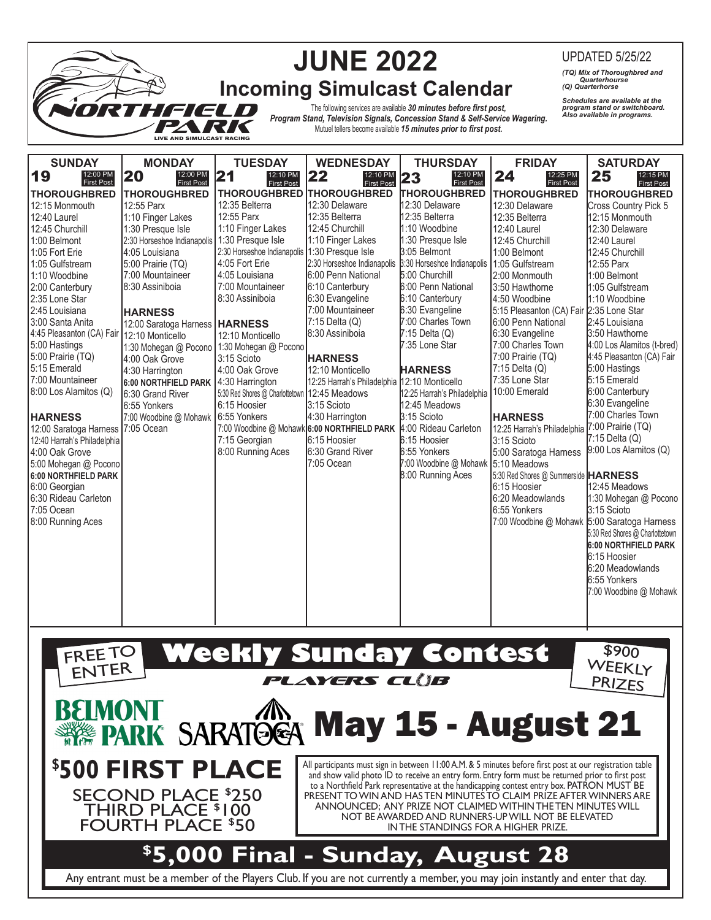# JUNE 2022

## Incoming Simulcast Calendar

UPDATED 5/25/22

*(TQ) Mix of Thoroughbred and Quarterhourse*
*(Q) Quarterhorse*

*Schedules are available at the program stand or simulcast board. Also available in programs.*

NORTHFIELD PARK — LIVE AND SIMULCAST RACING

The following services are available ***30 minutes before first post,*** ***Program Stand, Television Signals, Concession Stand & Self-Service Wagering.*** Mutuel tellers become available ***15 minutes prior to first post.***

### SUNDAY 19 — 12:00 PM First Post

**THOROUGHBRED**
- 12:15 Monmouth
- 12:40 Laurel
- 12:45 Churchill
- 1:00 Belmont
- 1:05 Fort Erie
- 1:05 Gulfstream
- 1:10 Woodbine
- 2:00 Canterbury
- 2:35 Lone Star
- 2:45 Louisiana
- 3:00 Santa Anita
- 4:45 Pleasanton (CA) Fair
- 5:00 Hastings
- 5:00 Prairie (TQ)
- 5:15 Emerald
- 7:00 Mountaineer
- 8:00 Los Alamitos (Q)

**HARNESS**
- 12:00 Saratoga Harness
- 12:40 Harrah's Philadelphia
- 4:00 Oak Grove
- 5:00 Mohegan @ Pocono
- **6:00 NORTHFIELD PARK**
- 6:00 Georgian
- 6:30 Rideau Carleton
- 7:05 Ocean
- 8:00 Running Aces

### MONDAY 20 — 12:00 PM First Post

**THOROUGHBRED**
- 12:55 Parx
- 1:10 Finger Lakes
- 1:30 Presque Isle
- 2:30 Horseshoe Indianapolis
- 4:05 Louisiana
- 5:00 Prairie (TQ)
- 7:00 Mountaineer
- 8:30 Assiniboia

**HARNESS**
- 12:00 Saratoga Harness
- 12:10 Monticello
- 1:30 Mohegan @ Pocono
- 4:00 Oak Grove
- 4:30 Harrington
- **6:00 NORTHFIELD PARK**
- 6:30 Grand River
- 6:55 Yonkers
- 7:00 Woodbine @ Mohawk
- 7:05 Ocean

### TUESDAY 21 — 12:10 PM First Post

**THOROUGHBRED**
- 12:35 Belterra
- 12:55 Parx
- 1:10 Finger Lakes
- 1:30 Presque Isle
- 2:30 Horseshoe Indianapolis
- 4:05 Fort Erie
- 4:05 Louisiana
- 7:00 Mountaineer
- 8:30 Assiniboia

**HARNESS**
- 12:10 Monticello
- 1:30 Mohegan @ Pocono
- 3:15 Scioto
- 4:00 Oak Grove
- 4:30 Harrington
- 5:30 Red Shores @ Charlottetown
- 6:15 Hoosier
- 6:55 Yonkers
- 7:00 Woodbine @ Mohawk
- 7:15 Georgian
- 8:00 Running Aces

### WEDNESDAY 22 — 12:10 PM First Post

**THOROUGHBRED**
- 12:30 Delaware
- 12:35 Belterra
- 12:45 Churchill
- 1:10 Finger Lakes
- 1:30 Presque Isle
- 2:30 Horseshoe Indianapolis
- 6:00 Penn National
- 6:10 Canterbury
- 6:30 Evangeline
- 7:00 Mountaineer
- 7:15 Delta (Q)
- 8:30 Assiniboia

**HARNESS**
- 12:10 Monticello
- 12:25 Harrah's Philadelphia
- 12:45 Meadows
- 3:15 Scioto
- 4:30 Harrington
- **6:00 NORTHFIELD PARK**
- 6:15 Hoosier
- 6:30 Grand River
- 7:05 Ocean

### THURSDAY 23 — 12:10 PM First Post

**THOROUGHBRED**
- 12:30 Delaware
- 12:35 Belterra
- 1:10 Woodbine
- 1:30 Presque Isle
- 3:05 Belmont
- 3:30 Horseshoe Indianapolis
- 5:00 Churchill
- 6:00 Penn National
- 6:10 Canterbury
- 6:30 Evangeline
- 7:00 Charles Town
- 7:15 Delta (Q)
- 7:35 Lone Star

**HARNESS**
- 12:10 Monticello
- 12:25 Harrah's Philadelphia
- 12:45 Meadows
- 3:15 Scioto
- 4:00 Rideau Carleton
- 6:15 Hoosier
- 6:55 Yonkers
- 7:00 Woodbine @ Mohawk
- 8:00 Running Aces

### FRIDAY 24 — 12:25 PM First Post

**THOROUGHBRED**
- 12:30 Delaware
- 12:35 Belterra
- 12:40 Laurel
- 12:45 Churchill
- 1:00 Belmont
- 1:05 Gulfstream
- 2:00 Monmouth
- 3:50 Hawthorne
- 4:50 Woodbine
- 5:15 Pleasanton (CA) Fair
- 6:00 Penn National
- 6:30 Evangeline
- 7:00 Charles Town
- 7:00 Prairie (TQ)
- 7:15 Delta (Q)
- 7:35 Lone Star
- 10:00 Emerald

**HARNESS**
- 12:25 Harrah's Philadelphia
- 3:15 Scioto
- 5:00 Saratoga Harness
- 5:10 Meadows
- 5:30 Red Shores @ Summerside
- 6:15 Hoosier
- 6:20 Meadowlands
- 6:55 Yonkers
- 7:00 Woodbine @ Mohawk

### SATURDAY 25 — 12:15 PM First Post

**THOROUGHBRED**
- Cross Country Pick 5
- 12:15 Monmouth
- 12:30 Delaware
- 12:40 Laurel
- 12:45 Churchill
- 12:55 Parx
- 1:00 Belmont
- 1:05 Gulfstream
- 1:10 Woodbine
- 2:35 Lone Star
- 2:45 Louisiana
- 3:50 Hawthorne
- 4:00 Los Alamitos (t-bred)
- 4:45 Pleasanton (CA) Fair
- 5:00 Hastings
- 5:15 Emerald
- 6:00 Canterbury
- 6:30 Evangeline
- 7:00 Charles Town
- 7:00 Prairie (TQ)
- 7:15 Delta (Q)
- 9:00 Los Alamitos (Q)

**HARNESS**
- 12:45 Meadows
- 1:30 Mohegan @ Pocono
- 3:15 Scioto
- 5:00 Saratoga Harness
- 5:30 Red Shores @ Charlottetown
- **6:00 NORTHFIELD PARK**
- 6:15 Hoosier
- 6:20 Meadowlands
- 6:55 Yonkers
- 7:00 Woodbine @ Mohawk

---

FREE TO ENTER

# Weekly Sunday Contest

**PLAYERS CLUB**

$900 WEEKLY PRIZES

## BELMONT PARK SARATOGA May 15 - August 21

## $500 FIRST PLACE

SECOND PLACE $250
THIRD PLACE $100
FOURTH PLACE $50

All participants must sign in between 11:00 A.M. & 5 minutes before first post at our registration table and show valid photo ID to receive an entry form. Entry form must be returned prior to first post to a Northfield Park representative at the handicapping contest entry box. PATRON MUST BE PRESENT TO WIN AND HAS TEN MINUTES TO CLAIM PRIZE AFTER WINNERS ARE ANNOUNCED; ANY PRIZE NOT CLAIMED WITHIN THE TEN MINUTES WILL NOT BE AWARDED AND RUNNERS-UP WILL NOT BE ELEVATED IN THE STANDINGS FOR A HIGHER PRIZE.

## $5,000 Final - Sunday, August 28

Any entrant must be a member of the Players Club. If you are not currently a member, you may join instantly and enter that day.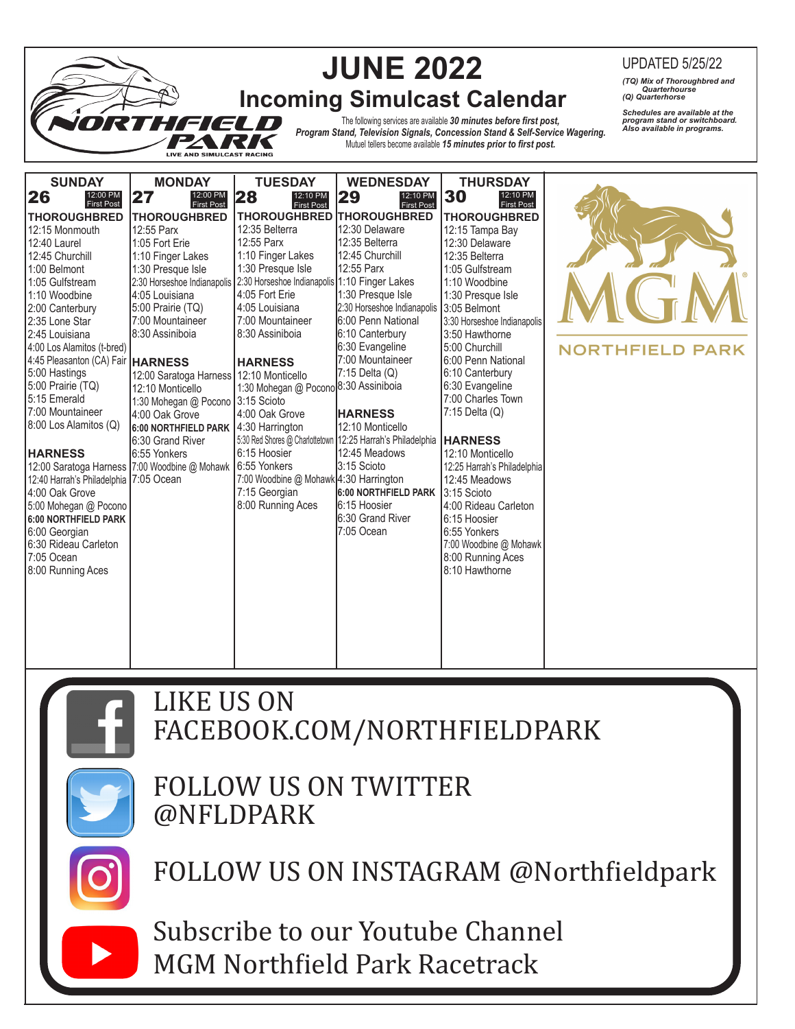# JUNE 2022

## Incoming Simulcast Calendar

The following services are available ***30 minutes before first post,*** ***Program Stand, Television Signals, Concession Stand & Self-Service Wagering.*** Mutuel tellers become available ***15 minutes prior to first post.***

UPDATED 5/25/22

***(TQ) Mix of Thoroughbred and Quarterhourse***
***(Q) Quarterhorse***

***Schedules are available at the program stand or switchboard. Also available in programs.***

| SUNDAY | MONDAY | TUESDAY | WEDNESDAY | THURSDAY |
|---|---|---|---|---|
| **26** 12:00 PM First Post | **27** 12:00 PM First Post | **28** 12:10 PM First Post | **29** 12:10 PM First Post | **30** 12:10 PM First Post |
| **THOROUGHBRED** | **THOROUGHBRED** | **THOROUGHBRED** | **THOROUGHBRED** | **THOROUGHBRED** |
| 12:15 Monmouth | 12:55 Parx | 12:35 Belterra | 12:30 Delaware | 12:15 Tampa Bay |
| 12:40 Laurel | 1:05 Fort Erie | 12:55 Parx | 12:35 Belterra | 12:30 Delaware |
| 12:45 Churchill | 1:10 Finger Lakes | 1:10 Finger Lakes | 12:45 Churchill | 12:35 Belterra |
| 1:00 Belmont | 1:30 Presque Isle | 1:30 Presque Isle | 12:55 Parx | 1:05 Gulfstream |
| 1:05 Gulfstream | 2:30 Horseshoe Indianapolis | 2:30 Horseshoe Indianapolis | 1:10 Finger Lakes | 1:10 Woodbine |
| 1:10 Woodbine | 4:05 Louisiana | 4:05 Fort Erie | 1:30 Presque Isle | 1:30 Presque Isle |
| 2:00 Canterbury | 5:00 Prairie (TQ) | 4:05 Louisiana | 2:30 Horseshoe Indianapolis | 3:05 Belmont |
| 2:35 Lone Star | 7:00 Mountaineer | 7:00 Mountaineer | 6:00 Penn National | 3:30 Horseshoe Indianapolis |
| 2:45 Louisiana | 8:30 Assiniboia | 8:30 Assiniboia | 6:10 Canterbury | 3:50 Hawthorne |
| 4:00 Los Alamitos (t-bred) | | | 6:30 Evangeline | 5:00 Churchill |
| 4:45 Pleasanton (CA) Fair | **HARNESS** | **HARNESS** | 7:00 Mountaineer | 6:00 Penn National |
| 5:00 Hastings | 12:00 Saratoga Harness | 12:10 Monticello | 7:15 Delta (Q) | 6:10 Canterbury |
| 5:00 Prairie (TQ) | 12:10 Monticello | 1:30 Mohegan @ Pocono | 8:30 Assiniboia | 6:30 Evangeline |
| 5:15 Emerald | 1:30 Mohegan @ Pocono | 3:15 Scioto | | 7:00 Charles Town |
| 7:00 Mountaineer | 4:00 Oak Grove | 4:00 Oak Grove | **HARNESS** | 7:15 Delta (Q) |
| 8:00 Los Alamitos (Q) | **6:00 NORTHFIELD PARK** | 4:30 Harrington | 12:10 Monticello | |
| | 6:30 Grand River | 5:30 Red Shores @ Charlottetown | 12:25 Harrah's Philadelphia | **HARNESS** |
| **HARNESS** | 6:55 Yonkers | 6:15 Hoosier | 12:45 Meadows | 12:10 Monticello |
| 12:00 Saratoga Harness | 7:00 Woodbine @ Mohawk | 6:55 Yonkers | 3:15 Scioto | 12:25 Harrah's Philadelphia |
| 12:40 Harrah's Philadelphia | 7:05 Ocean | 7:00 Woodbine @ Mohawk | 4:30 Harrington | 12:45 Meadows |
| 4:00 Oak Grove | | 7:15 Georgian | **6:00 NORTHFIELD PARK** | 3:15 Scioto |
| 5:00 Mohegan @ Pocono | | 8:00 Running Aces | 6:15 Hoosier | 4:00 Rideau Carleton |
| **6:00 NORTHFIELD PARK** | | | 6:30 Grand River | 6:15 Hoosier |
| 6:00 Georgian | | | 7:05 Ocean | 6:55 Yonkers |
| 6:30 Rideau Carleton | | | | 7:00 Woodbine @ Mohawk |
| 7:05 Ocean | | | | 8:00 Running Aces |
| 8:00 Running Aces | | | | 8:10 Hawthorne |

MGM NORTHFIELD PARK

LIKE US ON FACEBOOK.COM/NORTHFIELDPARK

FOLLOW US ON TWITTER @NFLDPARK

FOLLOW US ON INSTAGRAM @Northfieldpark

Subscribe to our Youtube Channel MGM Northfield Park Racetrack